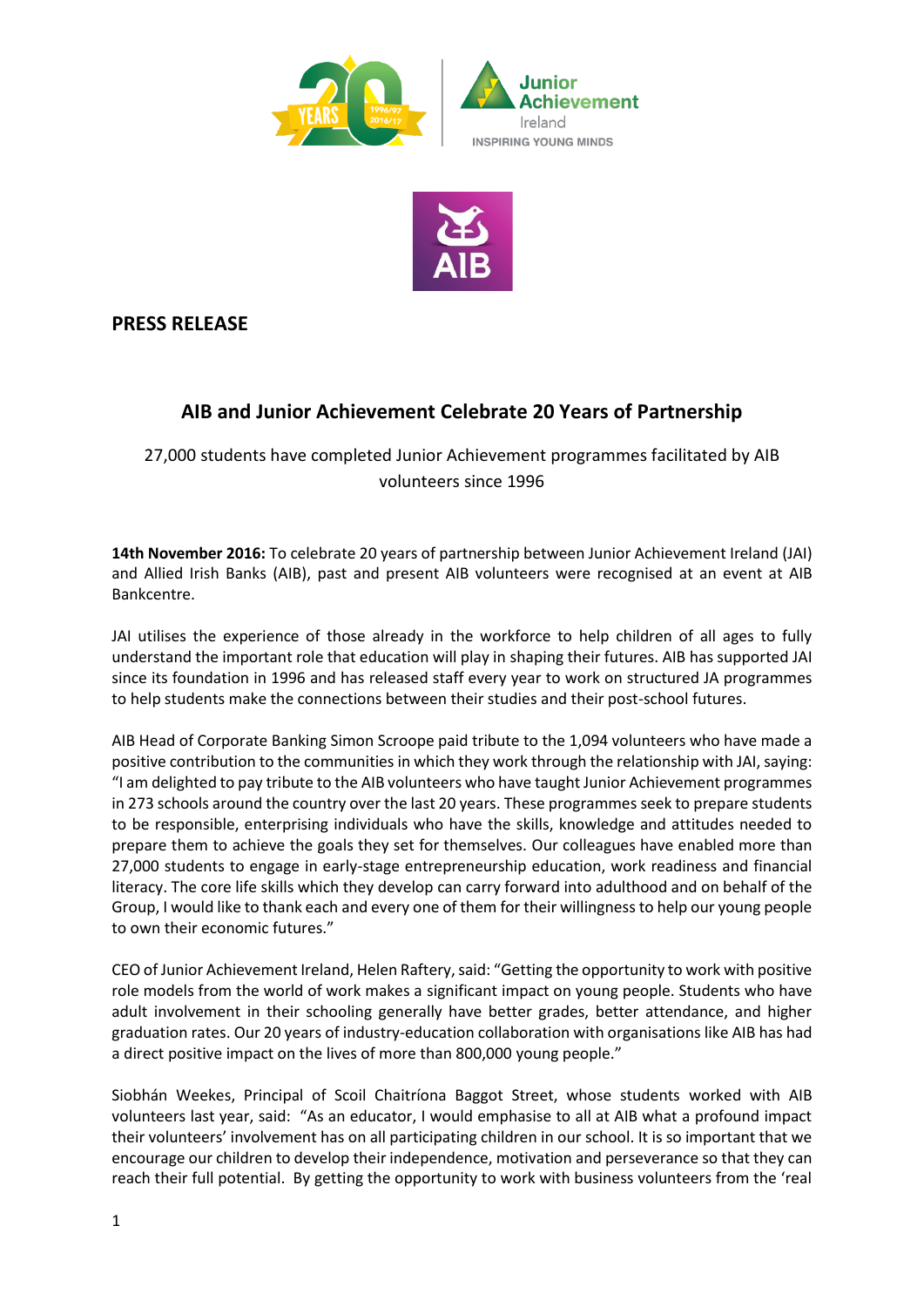**PRESS RELEASE**

## AIB and Junior Achievement Celebrate 20 Years of Partnership

27,000 students have completed Junior Achievement programmes facilitated by AIB volunteers since 1996

**14th November 2016:** To celebrate 20 years of partnership between Junior Achievement Ireland (JAI) and Allied Irish Banks (AIB), past and present AIB volunteers were recognised at an event at AIB Bankcentre.

JAI utilises the experience of those already in the workforce to help children of all ages to fully understand the important role that education will play in shaping their futures. AIB has supported JAI since its foundation in 1996 and has released staff every year to work on structured JA programmes to help students make the connections between their studies and their post-school futures.

AIB Head of Corporate Banking Simon Scroope paid tribute to the 1,094 volunteers who have made a positive contribution to the communities in which they work through the relationship with JAI, saying: "I am delighted to pay tribute to the AIB volunteers who have taught Junior Achievement programmes in 273 schools around the country over the last 20 years. These programmes seek to prepare students to be responsible, enterprising individuals who have the skills, knowledge and attitudes needed to prepare them to achieve the goals they set for themselves. Our colleagues have enabled more than 27,000 students to engage in early-stage entrepreneurship education, work readiness and financial literacy. The core life skills which they develop can carry forward into adulthood and on behalf of the Group, I would like to thank each and every one of them for their willingness to help our young people to own their economic futures."

CEO of Junior Achievement Ireland, Helen Raftery, said: "Getting the opportunity to work with positive role models from the world of work makes a significant impact on young people. Students who have adult involvement in their schooling generally have better grades, better attendance, and higher graduation rates. Our 20 years of industry-education collaboration with organisations like AIB has had a direct positive impact on the lives of more than 800,000 young people."

Siobhán Weekes, Principal of Scoil Chaitríona Baggot Street, whose students worked with AIB volunteers last year, said: "As an educator, I would emphasise to all at AIB what a profound impact their volunteers' involvement has on all participating children in our school. It is so important that we encourage our children to develop their independence, motivation and perseverance so that they can reach their full potential. By getting the opportunity to work with business volunteers from the 'real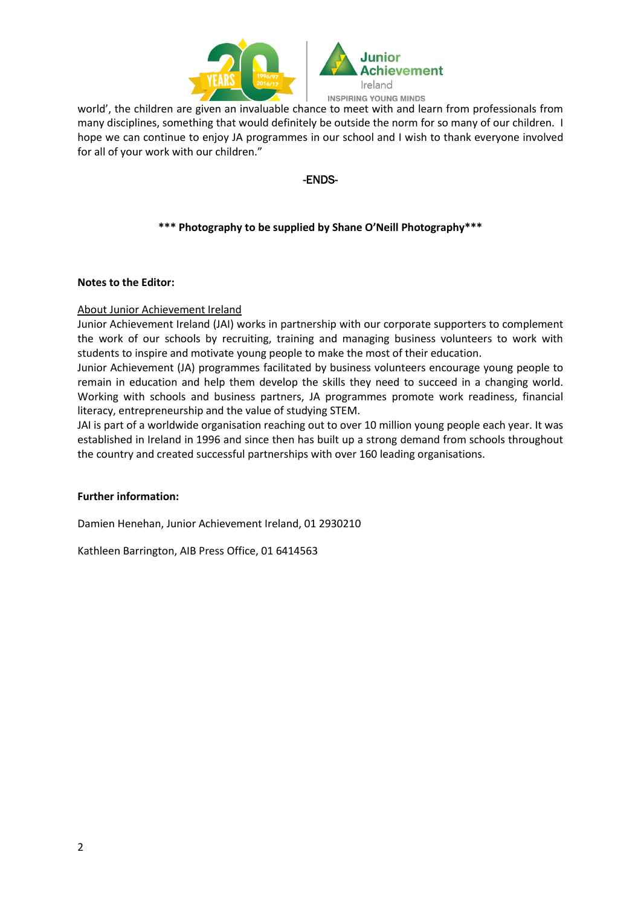world', the children are given an invaluable chance to meet with and learn from professionals from many disciplines, something that would definitely be outside the norm for so many of our children. I hope we can continue to enjoy JA programmes in our school and I wish to thank everyone involved for all of your work with our children."

-ENDS-

**\*\*\* Photography to be supplied by Shane O'Neill Photography\*\*\***

**Notes to the Editor:**

<u>About Junior Achievement Ireland</u>

Junior Achievement Ireland (JAI) works in partnership with our corporate supporters to complement the work of our schools by recruiting, training and managing business volunteers to work with students to inspire and motivate young people to make the most of their education.

Junior Achievement (JA) programmes facilitated by business volunteers encourage young people to remain in education and help them develop the skills they need to succeed in a changing world. Working with schools and business partners, JA programmes promote work readiness, financial literacy, entrepreneurship and the value of studying STEM.

JAI is part of a worldwide organisation reaching out to over 10 million young people each year. It was established in Ireland in 1996 and since then has built up a strong demand from schools throughout the country and created successful partnerships with over 160 leading organisations.

**Further information:**

Damien Henehan, Junior Achievement Ireland, 01 2930210

Kathleen Barrington, AIB Press Office, 01 6414563